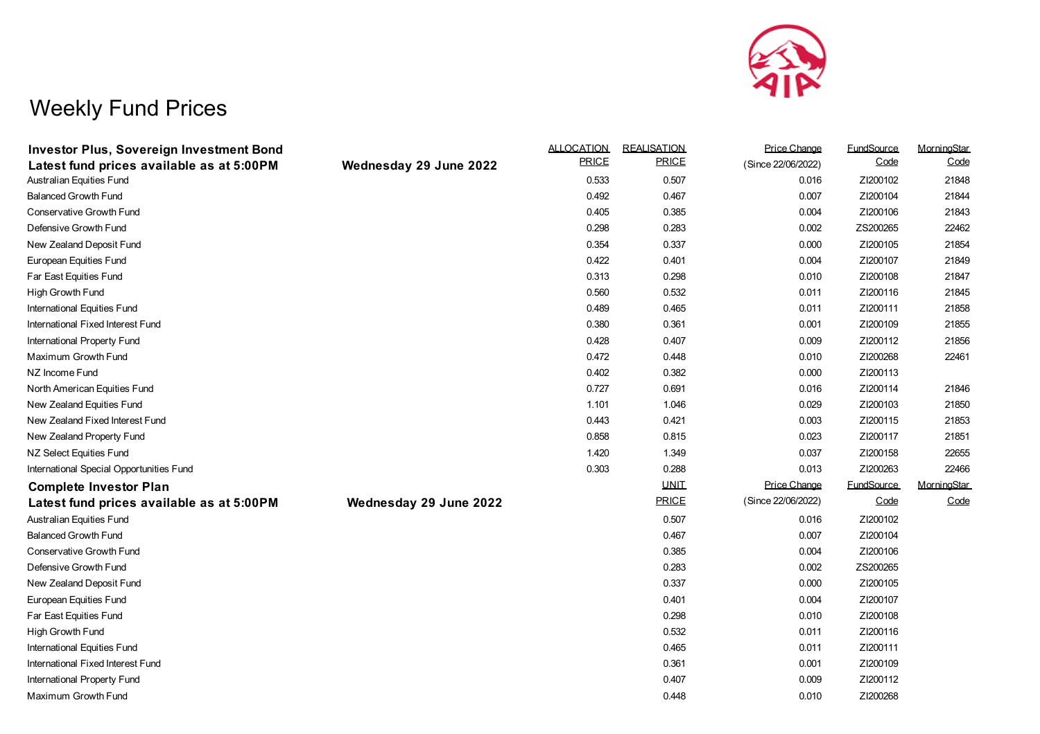# Weekly Fund Prices

## Investor Plus, Sovereign Investment Bond

**Latest fund prices available as at 5:00PM** **Wednesday 29 June 2022**

| Fund | ALLOCATION PRICE | REALISATION PRICE | Price Change (Since 22/06/2022) | FundSource Code | MorningStar Code |
|---|---|---|---|---|---|
| Australian Equities Fund | 0.533 | 0.507 | 0.016 | ZI200102 | 21848 |
| Balanced Growth Fund | 0.492 | 0.467 | 0.007 | ZI200104 | 21844 |
| Conservative Growth Fund | 0.405 | 0.385 | 0.004 | ZI200106 | 21843 |
| Defensive Growth Fund | 0.298 | 0.283 | 0.002 | ZS200265 | 22462 |
| New Zealand Deposit Fund | 0.354 | 0.337 | 0.000 | ZI200105 | 21854 |
| European Equities Fund | 0.422 | 0.401 | 0.004 | ZI200107 | 21849 |
| Far East Equities Fund | 0.313 | 0.298 | 0.010 | ZI200108 | 21847 |
| High Growth Fund | 0.560 | 0.532 | 0.011 | ZI200116 | 21845 |
| International Equities Fund | 0.489 | 0.465 | 0.011 | ZI200111 | 21858 |
| International Fixed Interest Fund | 0.380 | 0.361 | 0.001 | ZI200109 | 21855 |
| International Property Fund | 0.428 | 0.407 | 0.009 | ZI200112 | 21856 |
| Maximum Growth Fund | 0.472 | 0.448 | 0.010 | ZI200268 | 22461 |
| NZ Income Fund | 0.402 | 0.382 | 0.000 | ZI200113 | |
| North American Equities Fund | 0.727 | 0.691 | 0.016 | ZI200114 | 21846 |
| New Zealand Equities Fund | 1.101 | 1.046 | 0.029 | ZI200103 | 21850 |
| New Zealand Fixed Interest Fund | 0.443 | 0.421 | 0.003 | ZI200115 | 21853 |
| New Zealand Property Fund | 0.858 | 0.815 | 0.023 | ZI200117 | 21851 |
| NZ Select Equities Fund | 1.420 | 1.349 | 0.037 | ZI200158 | 22655 |
| International Special Opportunities Fund | 0.303 | 0.288 | 0.013 | ZI200263 | 22466 |

## Complete Investor Plan

**Latest fund prices available as at 5:00PM** **Wednesday 29 June 2022**

| Fund | UNIT PRICE | Price Change (Since 22/06/2022) | FundSource Code | MorningStar Code |
|---|---|---|---|---|
| Australian Equities Fund | 0.507 | 0.016 | ZI200102 | |
| Balanced Growth Fund | 0.467 | 0.007 | ZI200104 | |
| Conservative Growth Fund | 0.385 | 0.004 | ZI200106 | |
| Defensive Growth Fund | 0.283 | 0.002 | ZS200265 | |
| New Zealand Deposit Fund | 0.337 | 0.000 | ZI200105 | |
| European Equities Fund | 0.401 | 0.004 | ZI200107 | |
| Far East Equities Fund | 0.298 | 0.010 | ZI200108 | |
| High Growth Fund | 0.532 | 0.011 | ZI200116 | |
| International Equities Fund | 0.465 | 0.011 | ZI200111 | |
| International Fixed Interest Fund | 0.361 | 0.001 | ZI200109 | |
| International Property Fund | 0.407 | 0.009 | ZI200112 | |
| Maximum Growth Fund | 0.448 | 0.010 | ZI200268 | |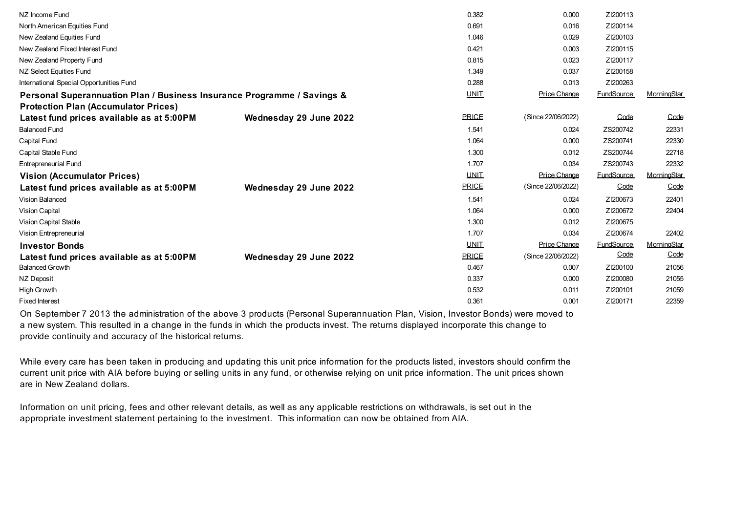| | | | | |
|---|---|---|---|---|
| NZ Income Fund | 0.382 | 0.000 | ZI200113 | |
| North American Equities Fund | 0.691 | 0.016 | ZI200114 | |
| New Zealand Equities Fund | 1.046 | 0.029 | ZI200103 | |
| New Zealand Fixed Interest Fund | 0.421 | 0.003 | ZI200115 | |
| New Zealand Property Fund | 0.815 | 0.023 | ZI200117 | |
| NZ Select Equities Fund | 1.349 | 0.037 | ZI200158 | |
| International Special Opportunities Fund | 0.288 | 0.013 | ZI200263 | |

## Personal Superannuation Plan / Business Insurance Programme / Savings & Protection Plan (Accumulator Prices)

**Latest fund prices available as at 5:00PM — Wednesday 29 June 2022**

| | UNIT PRICE | Price Change (Since 22/06/2022) | FundSource Code | MorningStar Code |
|---|---|---|---|---|
| Balanced Fund | 1.541 | 0.024 | ZS200742 | 22331 |
| Capital Fund | 1.064 | 0.000 | ZS200741 | 22330 |
| Capital Stable Fund | 1.300 | 0.012 | ZS200744 | 22718 |
| Entrepreneurial Fund | 1.707 | 0.034 | ZS200743 | 22332 |

## Vision (Accumulator Prices)

**Latest fund prices available as at 5:00PM — Wednesday 29 June 2022**

| | UNIT PRICE | Price Change (Since 22/06/2022) | FundSource Code | MorningStar Code |
|---|---|---|---|---|
| Vision Balanced | 1.541 | 0.024 | ZI200673 | 22401 |
| Vision Capital | 1.064 | 0.000 | ZI200672 | 22404 |
| Vision Capital Stable | 1.300 | 0.012 | ZI200675 | |
| Vision Entrepreneurial | 1.707 | 0.034 | ZI200674 | 22402 |

## Investor Bonds

**Latest fund prices available as at 5:00PM — Wednesday 29 June 2022**

| | UNIT PRICE | Price Change (Since 22/06/2022) | FundSource Code | MorningStar Code |
|---|---|---|---|---|
| Balanced Growth | 0.467 | 0.007 | ZI200100 | 21056 |
| NZ Deposit | 0.337 | 0.000 | ZI200080 | 21055 |
| High Growth | 0.532 | 0.011 | ZI200101 | 21059 |
| Fixed Interest | 0.361 | 0.001 | ZI200171 | 22359 |

On September 7 2013 the administration of the above 3 products (Personal Superannuation Plan, Vision, Investor Bonds) were moved to a new system. This resulted in a change in the funds in which the products invest. The returns displayed incorporate this change to provide continuity and accuracy of the historical returns.

While every care has been taken in producing and updating this unit price information for the products listed, investors should confirm the current unit price with AIA before buying or selling units in any fund, or otherwise relying on unit price information. The unit prices shown are in New Zealand dollars.

Information on unit pricing, fees and other relevant details, as well as any applicable restrictions on withdrawals, is set out in the appropriate investment statement pertaining to the investment. This information can now be obtained from AIA.